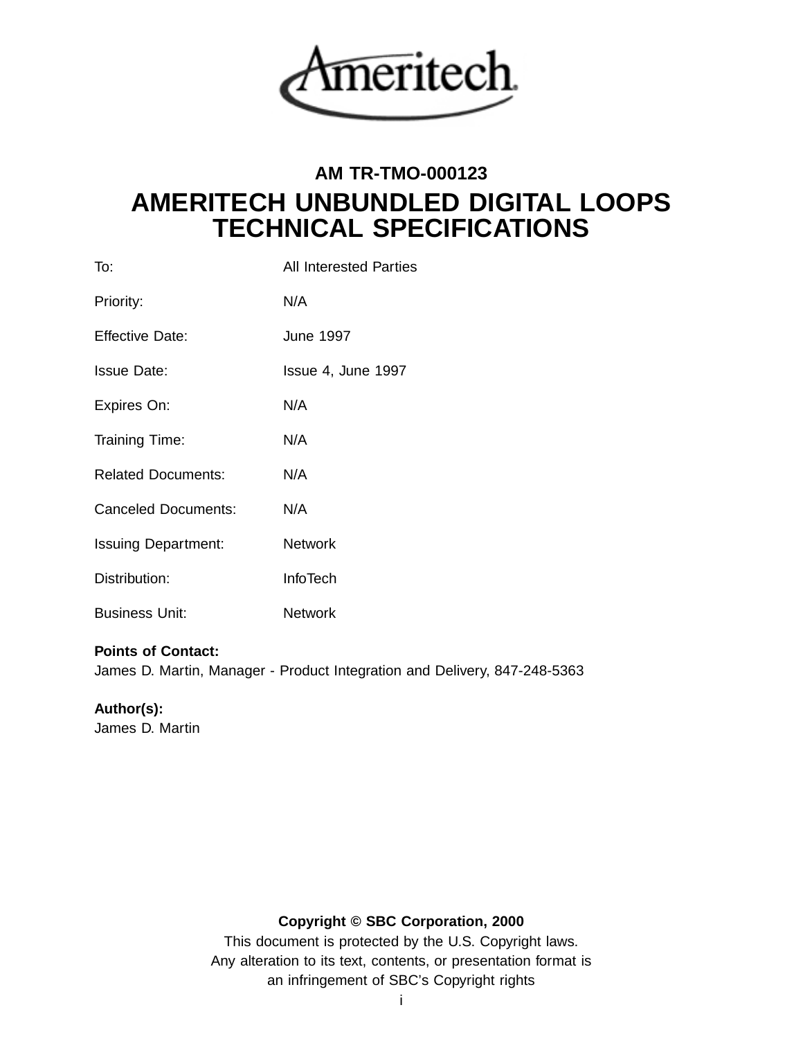Ameritech

## AM TR-TMO-000123

# AMERITECH UNBUNDLED DIGITAL LOOPS TECHNICAL SPECIFICATIONS

| | |
|---|---|
| To: | All Interested Parties |
| Priority: | N/A |
| Effective Date: | June 1997 |
| Issue Date: | Issue 4, June 1997 |
| Expires On: | N/A |
| Training Time: | N/A |
| Related Documents: | N/A |
| Canceled Documents: | N/A |
| Issuing Department: | Network |
| Distribution: | InfoTech |
| Business Unit: | Network |

**Points of Contact:**
James D. Martin, Manager - Product Integration and Delivery, 847-248-5363

**Author(s):**
James D. Martin

**Copyright © SBC Corporation, 2000**
This document is protected by the U.S. Copyright laws.
Any alteration to its text, contents, or presentation format is an infringement of SBC's Copyright rights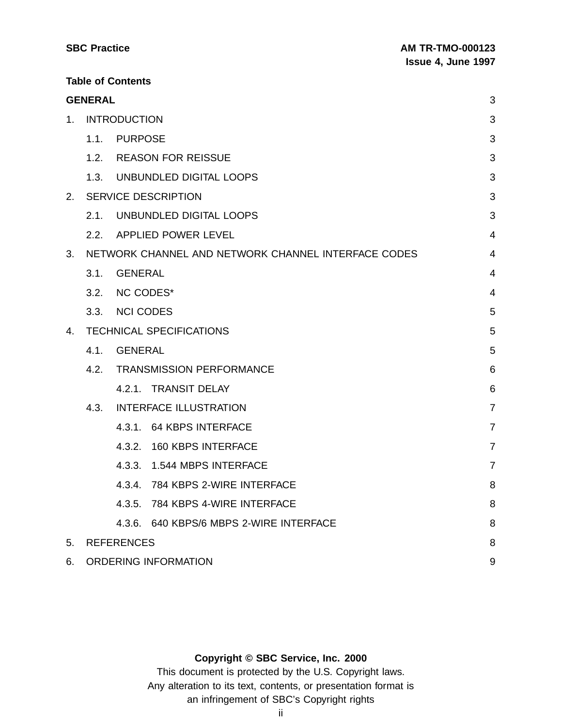**Table of Contents**

| | |
|---|---|
| **GENERAL** | 3 |
| 1. INTRODUCTION | 3 |
| 1.1. PURPOSE | 3 |
| 1.2. REASON FOR REISSUE | 3 |
| 1.3. UNBUNDLED DIGITAL LOOPS | 3 |
| 2. SERVICE DESCRIPTION | 3 |
| 2.1. UNBUNDLED DIGITAL LOOPS | 3 |
| 2.2. APPLIED POWER LEVEL | 4 |
| 3. NETWORK CHANNEL AND NETWORK CHANNEL INTERFACE CODES | 4 |
| 3.1. GENERAL | 4 |
| 3.2. NC CODES* | 4 |
| 3.3. NCI CODES | 5 |
| 4. TECHNICAL SPECIFICATIONS | 5 |
| 4.1. GENERAL | 5 |
| 4.2. TRANSMISSION PERFORMANCE | 6 |
| 4.2.1. TRANSIT DELAY | 6 |
| 4.3. INTERFACE ILLUSTRATION | 7 |
| 4.3.1. 64 KBPS INTERFACE | 7 |
| 4.3.2. 160 KBPS INTERFACE | 7 |
| 4.3.3. 1.544 MBPS INTERFACE | 7 |
| 4.3.4. 784 KBPS 2-WIRE INTERFACE | 8 |
| 4.3.5. 784 KBPS 4-WIRE INTERFACE | 8 |
| 4.3.6. 640 KBPS/6 MBPS 2-WIRE INTERFACE | 8 |
| 5. REFERENCES | 8 |
| 6. ORDERING INFORMATION | 9 |

**Copyright © SBC Service, Inc. 2000**

This document is protected by the U.S. Copyright laws.
Any alteration to its text, contents, or presentation format is an infringement of SBC's Copyright rights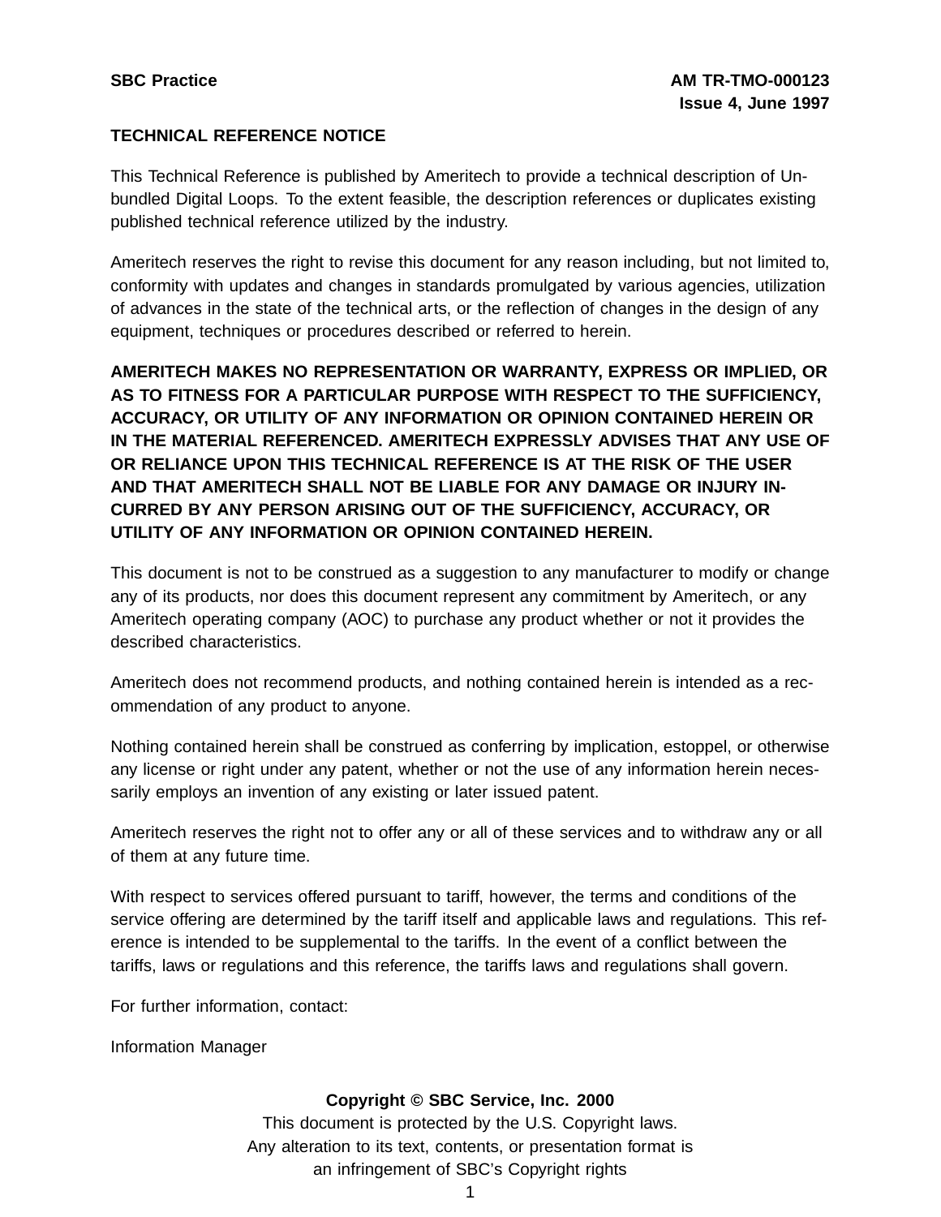**SBC Practice** **AM TR-TMO-000123**
**Issue 4, June 1997**

**TECHNICAL REFERENCE NOTICE**

This Technical Reference is published by Ameritech to provide a technical description of Unbundled Digital Loops. To the extent feasible, the description references or duplicates existing published technical reference utilized by the industry.

Ameritech reserves the right to revise this document for any reason including, but not limited to, conformity with updates and changes in standards promulgated by various agencies, utilization of advances in the state of the technical arts, or the reflection of changes in the design of any equipment, techniques or procedures described or referred to herein.

**AMERITECH MAKES NO REPRESENTATION OR WARRANTY, EXPRESS OR IMPLIED, OR AS TO FITNESS FOR A PARTICULAR PURPOSE WITH RESPECT TO THE SUFFICIENCY, ACCURACY, OR UTILITY OF ANY INFORMATION OR OPINION CONTAINED HEREIN OR IN THE MATERIAL REFERENCED. AMERITECH EXPRESSLY ADVISES THAT ANY USE OF OR RELIANCE UPON THIS TECHNICAL REFERENCE IS AT THE RISK OF THE USER AND THAT AMERITECH SHALL NOT BE LIABLE FOR ANY DAMAGE OR INJURY INCURRED BY ANY PERSON ARISING OUT OF THE SUFFICIENCY, ACCURACY, OR UTILITY OF ANY INFORMATION OR OPINION CONTAINED HEREIN.**

This document is not to be construed as a suggestion to any manufacturer to modify or change any of its products, nor does this document represent any commitment by Ameritech, or any Ameritech operating company (AOC) to purchase any product whether or not it provides the described characteristics.

Ameritech does not recommend products, and nothing contained herein is intended as a recommendation of any product to anyone.

Nothing contained herein shall be construed as conferring by implication, estoppel, or otherwise any license or right under any patent, whether or not the use of any information herein necessarily employs an invention of any existing or later issued patent.

Ameritech reserves the right not to offer any or all of these services and to withdraw any or all of them at any future time.

With respect to services offered pursuant to tariff, however, the terms and conditions of the service offering are determined by the tariff itself and applicable laws and regulations. This reference is intended to be supplemental to the tariffs. In the event of a conflict between the tariffs, laws or regulations and this reference, the tariffs laws and regulations shall govern.

For further information, contact:

Information Manager

**Copyright © SBC Service, Inc. 2000**
This document is protected by the U.S. Copyright laws.
Any alteration to its text, contents, or presentation format is
an infringement of SBC's Copyright rights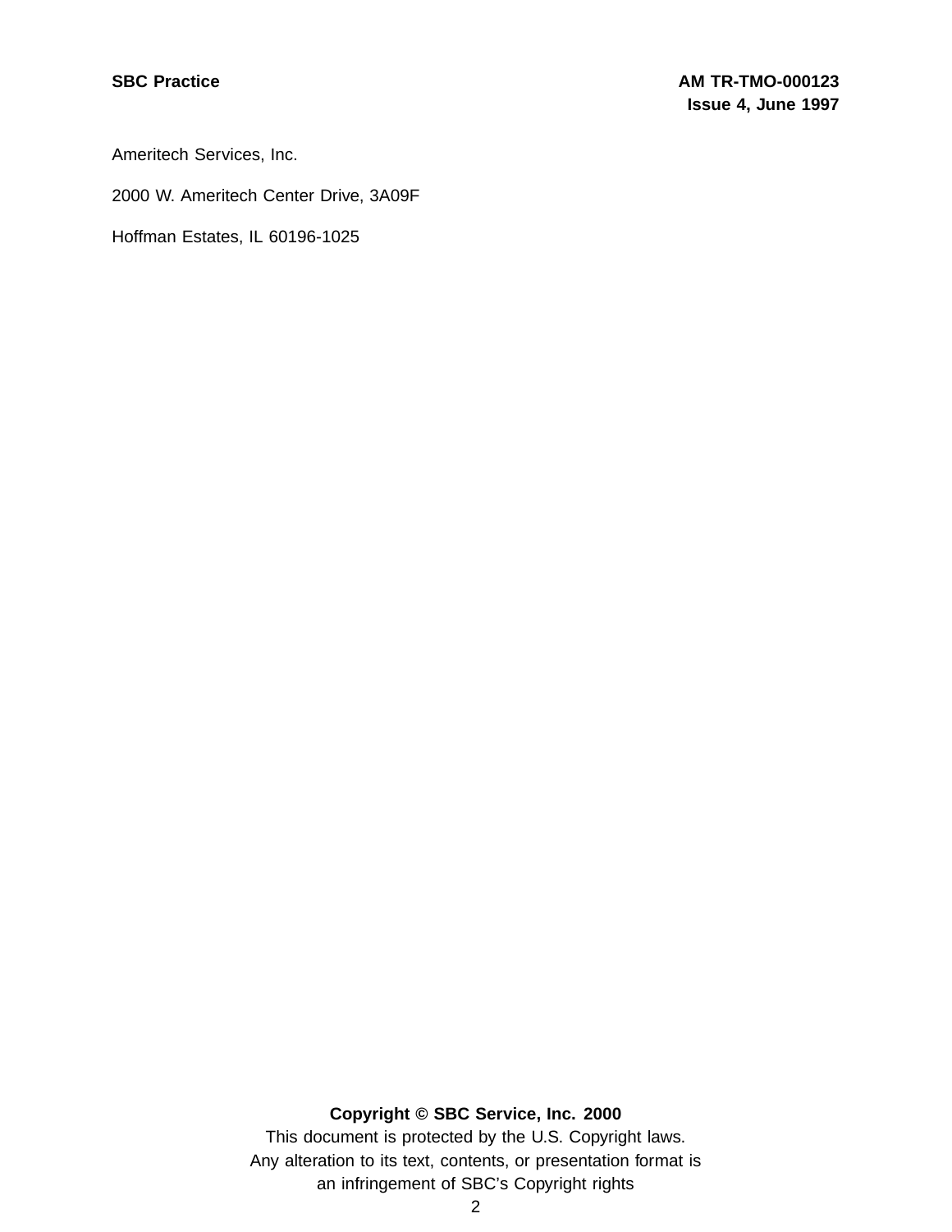Ameritech Services, Inc.

2000 W. Ameritech Center Drive, 3A09F

Hoffman Estates, IL 60196-1025

**Copyright © SBC Service, Inc. 2000**

This document is protected by the U.S. Copyright laws.

Any alteration to its text, contents, or presentation format is an infringement of SBC's Copyright rights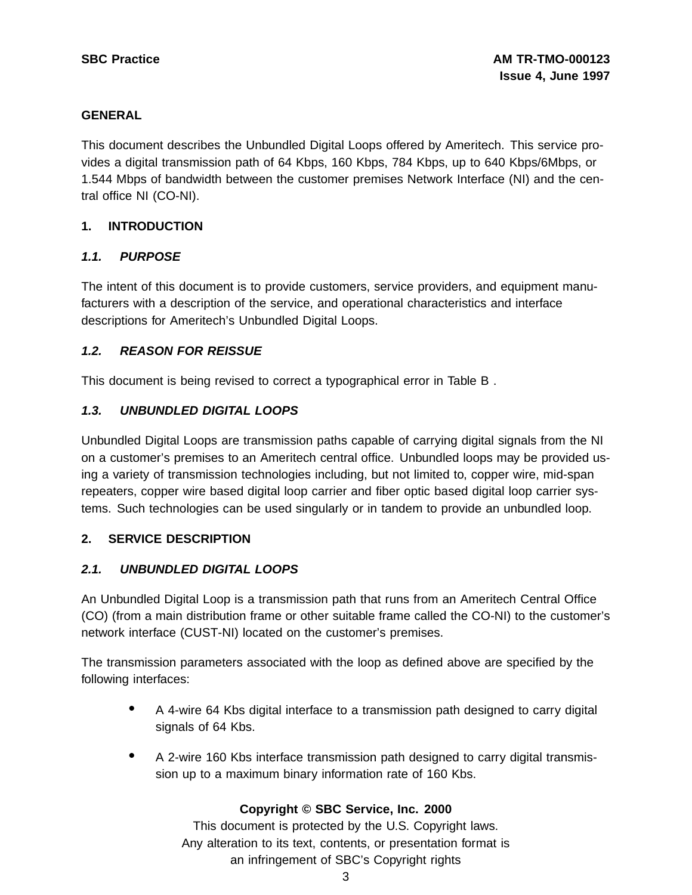## GENERAL

This document describes the Unbundled Digital Loops offered by Ameritech. This service provides a digital transmission path of 64 Kbps, 160 Kbps, 784 Kbps, up to 640 Kbps/6Mbps, or 1.544 Mbps of bandwidth between the customer premises Network Interface (NI) and the central office NI (CO-NI).

## 1. INTRODUCTION

### *1.1. PURPOSE*

The intent of this document is to provide customers, service providers, and equipment manufacturers with a description of the service, and operational characteristics and interface descriptions for Ameritech's Unbundled Digital Loops.

### *1.2. REASON FOR REISSUE*

This document is being revised to correct a typographical error in Table B .

### *1.3. UNBUNDLED DIGITAL LOOPS*

Unbundled Digital Loops are transmission paths capable of carrying digital signals from the NI on a customer's premises to an Ameritech central office. Unbundled loops may be provided using a variety of transmission technologies including, but not limited to, copper wire, mid-span repeaters, copper wire based digital loop carrier and fiber optic based digital loop carrier systems. Such technologies can be used singularly or in tandem to provide an unbundled loop.

## 2. SERVICE DESCRIPTION

### *2.1. UNBUNDLED DIGITAL LOOPS*

An Unbundled Digital Loop is a transmission path that runs from an Ameritech Central Office (CO) (from a main distribution frame or other suitable frame called the CO-NI) to the customer's network interface (CUST-NI) located on the customer's premises.

The transmission parameters associated with the loop as defined above are specified by the following interfaces:

- A 4-wire 64 Kbs digital interface to a transmission path designed to carry digital signals of 64 Kbs.
- A 2-wire 160 Kbs interface transmission path designed to carry digital transmission up to a maximum binary information rate of 160 Kbs.

**Copyright © SBC Service, Inc. 2000**
This document is protected by the U.S. Copyright laws.
Any alteration to its text, contents, or presentation format is
an infringement of SBC's Copyright rights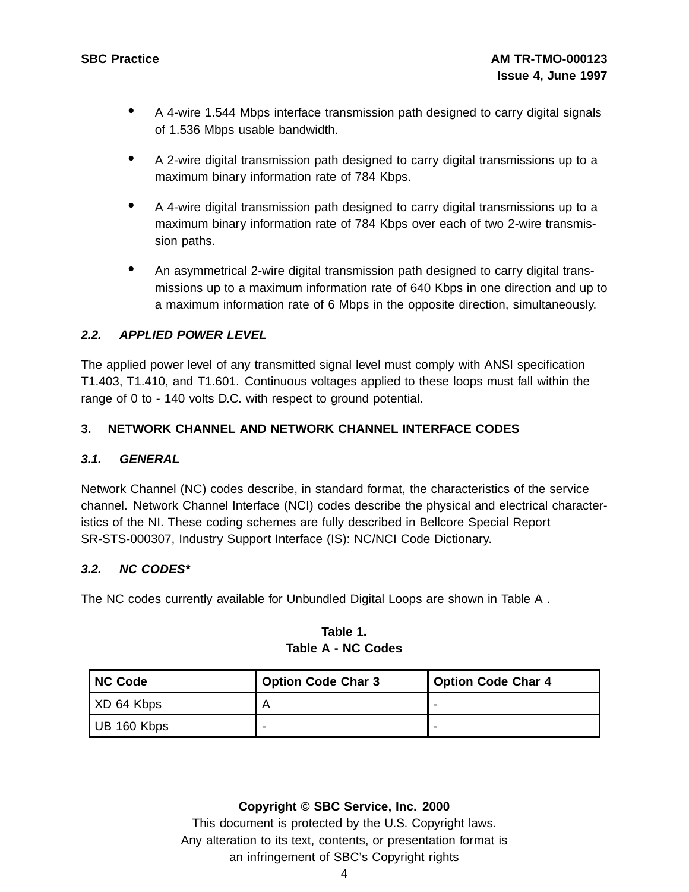- A 4-wire 1.544 Mbps interface transmission path designed to carry digital signals of 1.536 Mbps usable bandwidth.
- A 2-wire digital transmission path designed to carry digital transmissions up to a maximum binary information rate of 784 Kbps.
- A 4-wire digital transmission path designed to carry digital transmissions up to a maximum binary information rate of 784 Kbps over each of two 2-wire transmission paths.
- An asymmetrical 2-wire digital transmission path designed to carry digital transmissions up to a maximum information rate of 640 Kbps in one direction and up to a maximum information rate of 6 Mbps in the opposite direction, simultaneously.

### *2.2. APPLIED POWER LEVEL*

The applied power level of any transmitted signal level must comply with ANSI specification T1.403, T1.410, and T1.601. Continuous voltages applied to these loops must fall within the range of 0 to - 140 volts D.C. with respect to ground potential.

## 3. NETWORK CHANNEL AND NETWORK CHANNEL INTERFACE CODES

### *3.1. GENERAL*

Network Channel (NC) codes describe, in standard format, the characteristics of the service channel. Network Channel Interface (NCI) codes describe the physical and electrical characteristics of the NI. These coding schemes are fully described in Bellcore Special Report SR-STS-000307, Industry Support Interface (IS): NC/NCI Code Dictionary.

### *3.2. NC CODES**

The NC codes currently available for Unbundled Digital Loops are shown in Table A .

**Table 1.**
**Table A - NC Codes**

| NC Code | Option Code Char 3 | Option Code Char 4 |
|---|---|---|
| XD 64 Kbps | A | - |
| UB 160 Kbps | - | - |

**Copyright © SBC Service, Inc. 2000**
This document is protected by the U.S. Copyright laws.
Any alteration to its text, contents, or presentation format is an infringement of SBC's Copyright rights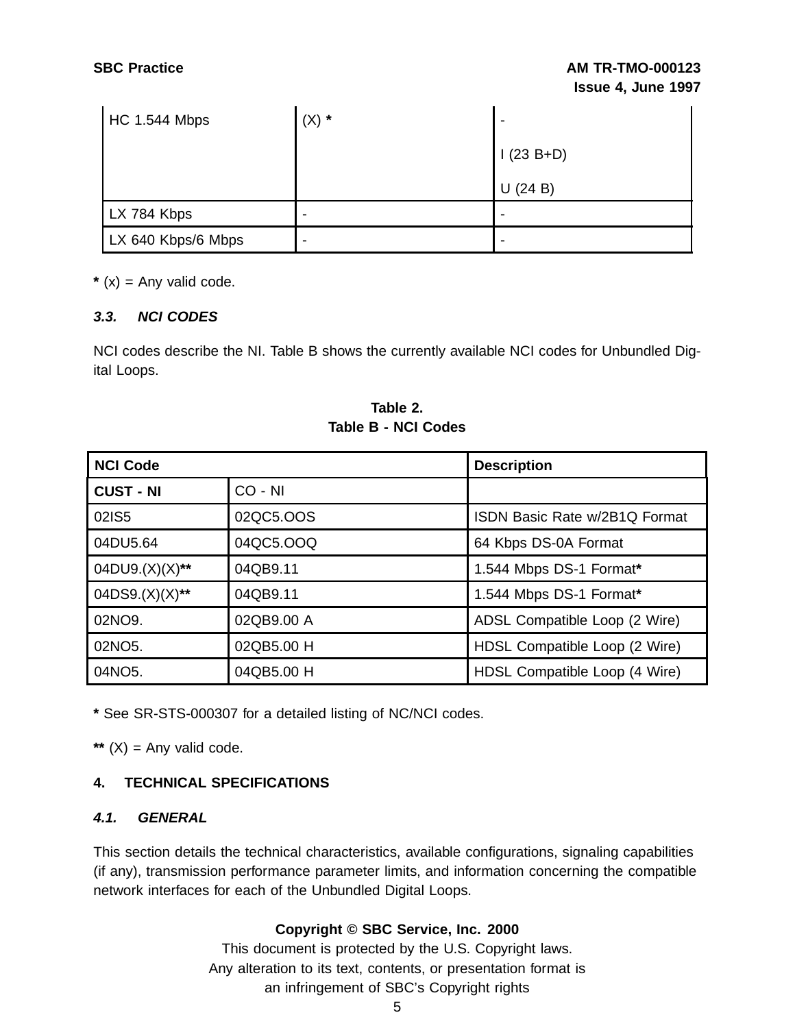| HC 1.544 Mbps | (X) * | -<br>I (23 B+D)<br>U (24 B) |
|---|---|---|
| LX 784 Kbps | - | - |
| LX 640 Kbps/6 Mbps | - | - |

**\*** (x) = Any valid code.

### *3.3. NCI CODES*

NCI codes describe the NI. Table B shows the currently available NCI codes for Unbundled Digital Loops.

**Table 2.**
**Table B - NCI Codes**

| NCI Code | | Description |
|---|---|---|
| **CUST - NI** | CO - NI | |
| 02IS5 | 02QC5.OOS | ISDN Basic Rate w/2B1Q Format |
| 04DU5.64 | 04QC5.OOQ | 64 Kbps DS-0A Format |
| 04DU9.(X)(X)** | 04QB9.11 | 1.544 Mbps DS-1 Format* |
| 04DS9.(X)(X)** | 04QB9.11 | 1.544 Mbps DS-1 Format* |
| 02NO9. | 02QB9.00 A | ADSL Compatible Loop (2 Wire) |
| 02NO5. | 02QB5.00 H | HDSL Compatible Loop (2 Wire) |
| 04NO5. | 04QB5.00 H | HDSL Compatible Loop (4 Wire) |

**\*** See SR-STS-000307 for a detailed listing of NC/NCI codes.

**\*\*** (X) = Any valid code.

## 4. TECHNICAL SPECIFICATIONS

### *4.1. GENERAL*

This section details the technical characteristics, available configurations, signaling capabilities (if any), transmission performance parameter limits, and information concerning the compatible network interfaces for each of the Unbundled Digital Loops.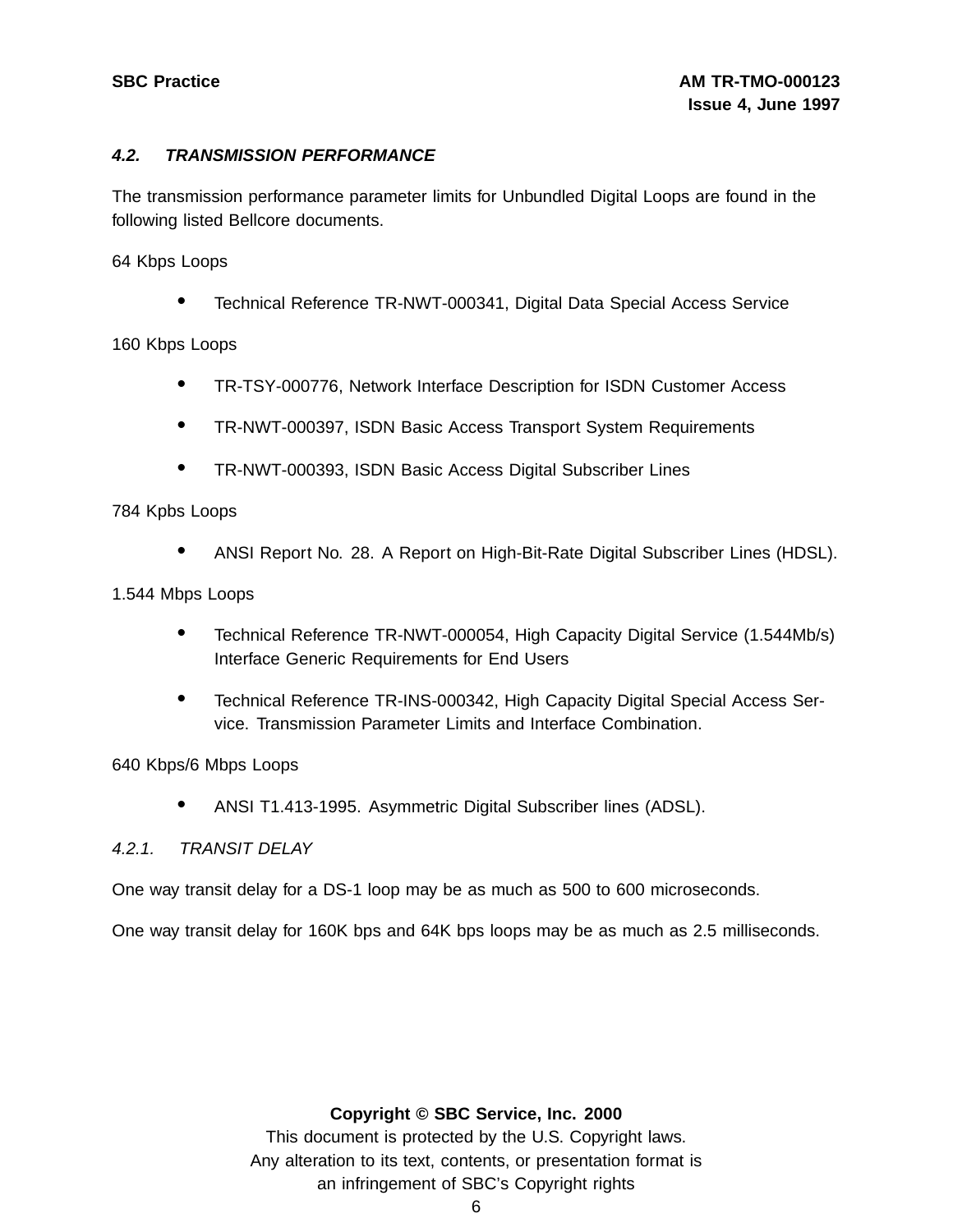### *4.2. TRANSMISSION PERFORMANCE*

The transmission performance parameter limits for Unbundled Digital Loops are found in the following listed Bellcore documents.

64 Kbps Loops

- Technical Reference TR-NWT-000341, Digital Data Special Access Service

160 Kbps Loops

- TR-TSY-000776, Network Interface Description for ISDN Customer Access
- TR-NWT-000397, ISDN Basic Access Transport System Requirements
- TR-NWT-000393, ISDN Basic Access Digital Subscriber Lines

784 Kpbs Loops

- ANSI Report No. 28. A Report on High-Bit-Rate Digital Subscriber Lines (HDSL).

1.544 Mbps Loops

- Technical Reference TR-NWT-000054, High Capacity Digital Service (1.544Mb/s) Interface Generic Requirements for End Users
- Technical Reference TR-INS-000342, High Capacity Digital Special Access Service. Transmission Parameter Limits and Interface Combination.

640 Kbps/6 Mbps Loops

- ANSI T1.413-1995. Asymmetric Digital Subscriber lines (ADSL).

#### *4.2.1. TRANSIT DELAY*

One way transit delay for a DS-1 loop may be as much as 500 to 600 microseconds.

One way transit delay for 160K bps and 64K bps loops may be as much as 2.5 milliseconds.

**Copyright © SBC Service, Inc. 2000**
This document is protected by the U.S. Copyright laws.
Any alteration to its text, contents, or presentation format is an infringement of SBC's Copyright rights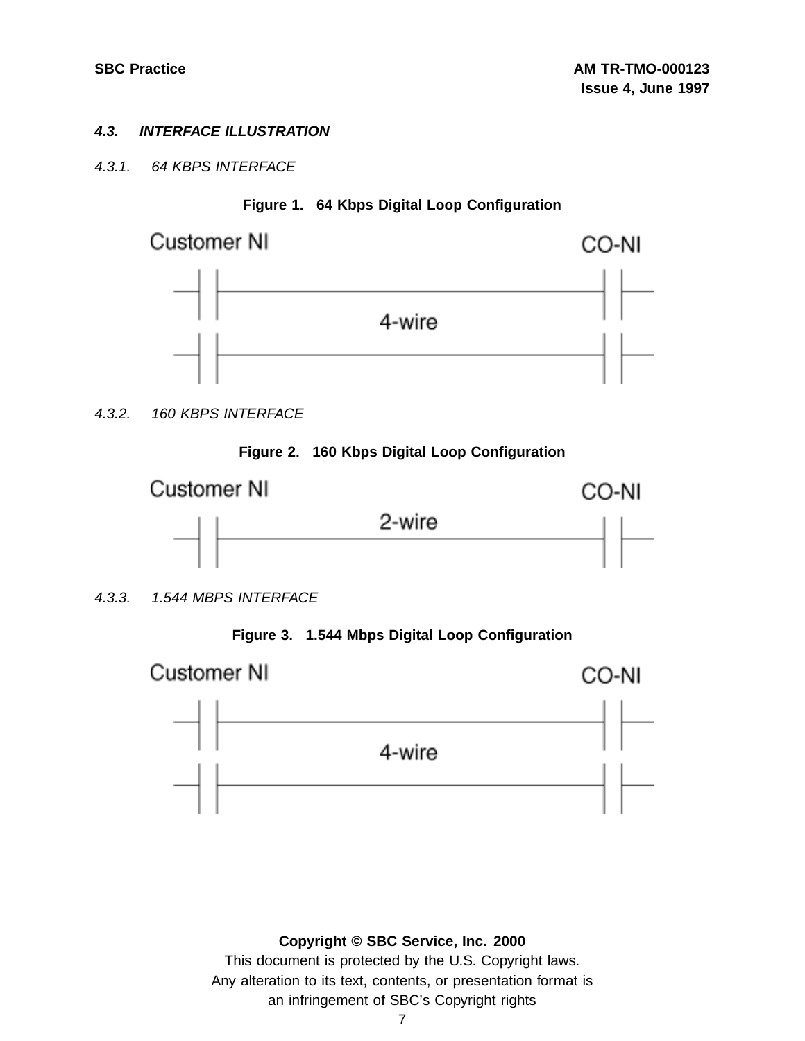### 4.3. INTERFACE ILLUSTRATION

#### 4.3.1. 64 KBPS INTERFACE

**Figure 1. 64 Kbps Digital Loop Configuration**

Customer NI

CO-NI

4-wire

#### 4.3.2. 160 KBPS INTERFACE

**Figure 2. 160 Kbps Digital Loop Configuration**

Customer NI

CO-NI

2-wire

#### 4.3.3. 1.544 MBPS INTERFACE

**Figure 3. 1.544 Mbps Digital Loop Configuration**

Customer NI

CO-NI

4-wire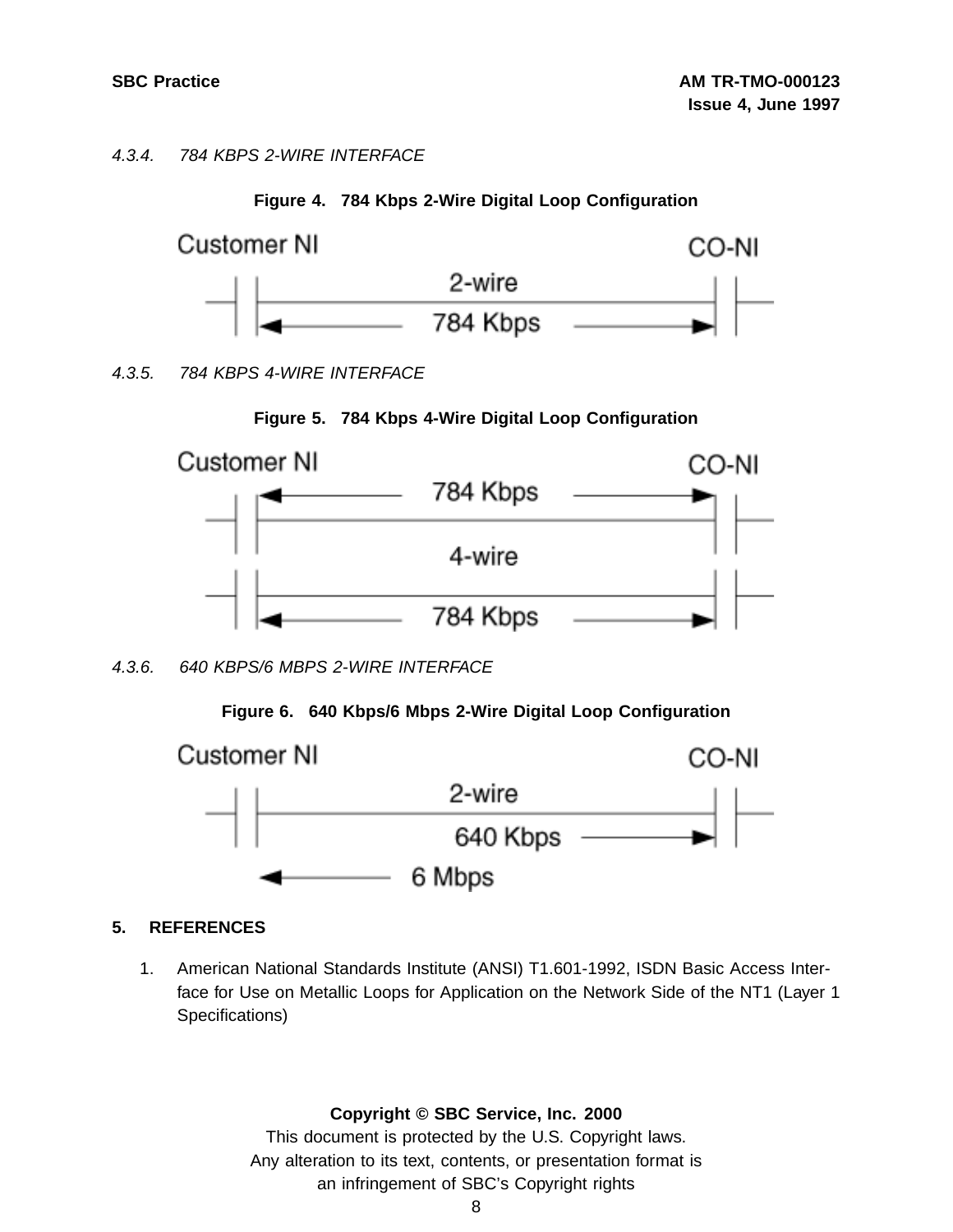#### 4.3.4. 784 KBPS 2-WIRE INTERFACE

**Figure 4. 784 Kbps 2-Wire Digital Loop Configuration**

Customer NI CO-NI

2-wire

784 Kbps

#### 4.3.5. 784 KBPS 4-WIRE INTERFACE

**Figure 5. 784 Kbps 4-Wire Digital Loop Configuration**

Customer NI CO-NI

784 Kbps

4-wire

784 Kbps

#### 4.3.6. 640 KBPS/6 MBPS 2-WIRE INTERFACE

**Figure 6. 640 Kbps/6 Mbps 2-Wire Digital Loop Configuration**

Customer NI CO-NI

2-wire

640 Kbps

6 Mbps

## 5. REFERENCES

1. American National Standards Institute (ANSI) T1.601-1992, ISDN Basic Access Interface for Use on Metallic Loops for Application on the Network Side of the NT1 (Layer 1 Specifications)

**Copyright © SBC Service, Inc. 2000**

This document is protected by the U.S. Copyright laws.
Any alteration to its text, contents, or presentation format is an infringement of SBC's Copyright rights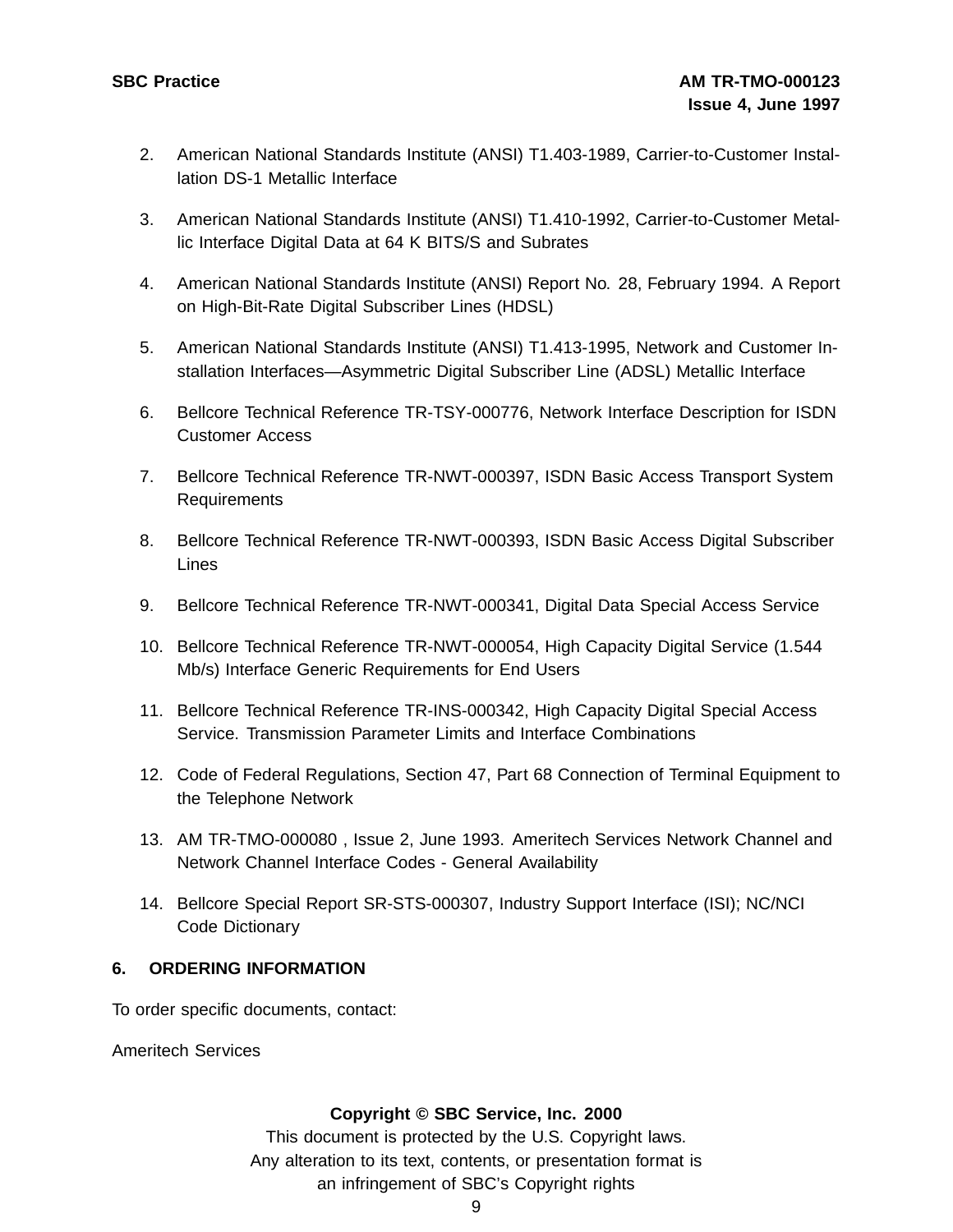2. American National Standards Institute (ANSI) T1.403-1989, Carrier-to-Customer Installation DS-1 Metallic Interface

3. American National Standards Institute (ANSI) T1.410-1992, Carrier-to-Customer Metallic Interface Digital Data at 64 K BITS/S and Subrates

4. American National Standards Institute (ANSI) Report No. 28, February 1994. A Report on High-Bit-Rate Digital Subscriber Lines (HDSL)

5. American National Standards Institute (ANSI) T1.413-1995, Network and Customer Installation Interfaces—Asymmetric Digital Subscriber Line (ADSL) Metallic Interface

6. Bellcore Technical Reference TR-TSY-000776, Network Interface Description for ISDN Customer Access

7. Bellcore Technical Reference TR-NWT-000397, ISDN Basic Access Transport System Requirements

8. Bellcore Technical Reference TR-NWT-000393, ISDN Basic Access Digital Subscriber Lines

9. Bellcore Technical Reference TR-NWT-000341, Digital Data Special Access Service

10. Bellcore Technical Reference TR-NWT-000054, High Capacity Digital Service (1.544 Mb/s) Interface Generic Requirements for End Users

11. Bellcore Technical Reference TR-INS-000342, High Capacity Digital Special Access Service. Transmission Parameter Limits and Interface Combinations

12. Code of Federal Regulations, Section 47, Part 68 Connection of Terminal Equipment to the Telephone Network

13. AM TR-TMO-000080 , Issue 2, June 1993. Ameritech Services Network Channel and Network Channel Interface Codes - General Availability

14. Bellcore Special Report SR-STS-000307, Industry Support Interface (ISI); NC/NCI Code Dictionary

## 6. ORDERING INFORMATION

To order specific documents, contact:

Ameritech Services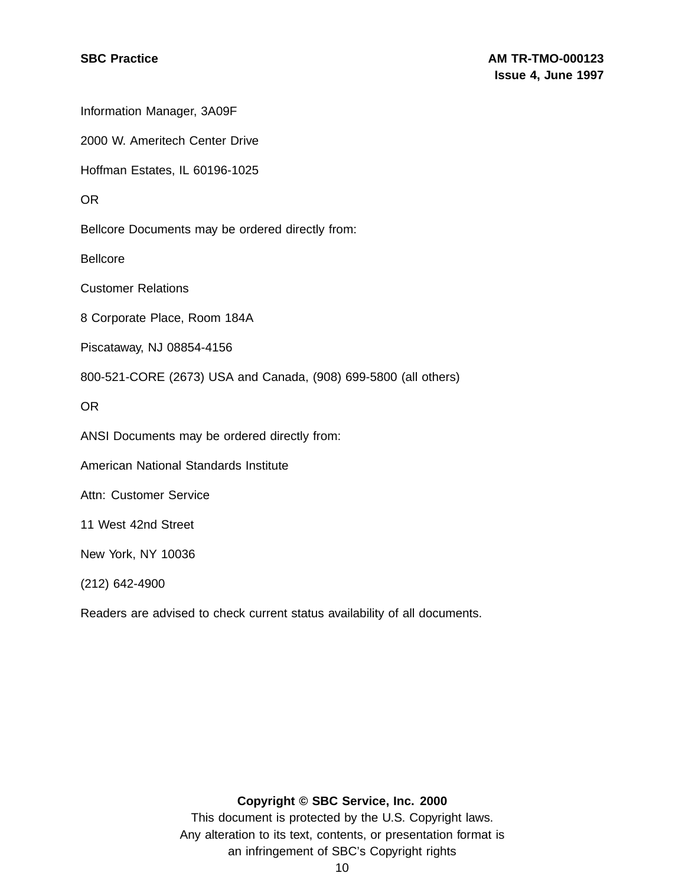Information Manager, 3A09F

2000 W. Ameritech Center Drive

Hoffman Estates, IL 60196-1025

OR

Bellcore Documents may be ordered directly from:

Bellcore

Customer Relations

8 Corporate Place, Room 184A

Piscataway, NJ 08854-4156

800-521-CORE (2673) USA and Canada, (908) 699-5800 (all others)

OR

ANSI Documents may be ordered directly from:

American National Standards Institute

Attn: Customer Service

11 West 42nd Street

New York, NY 10036

(212) 642-4900

Readers are advised to check current status availability of all documents.